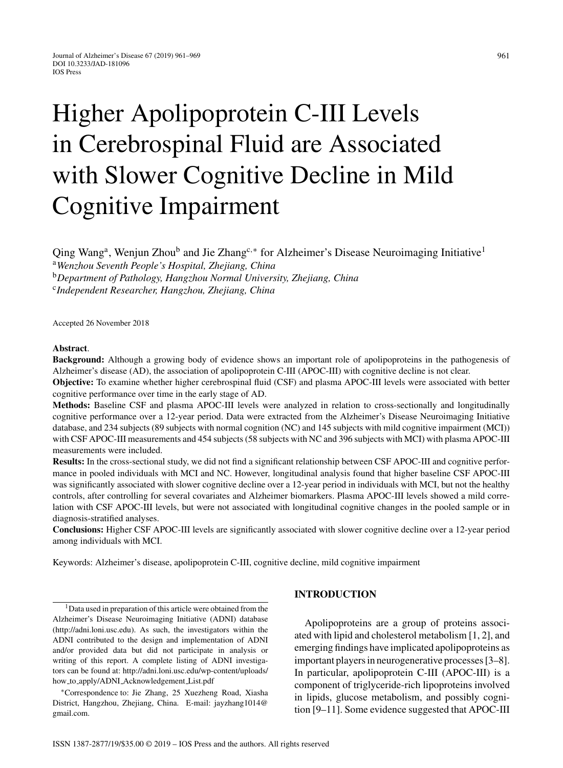# Higher Apolipoprotein C-III Levels in Cerebrospinal Fluid are Associated with Slower Cognitive Decline in Mild Cognitive Impairment

Qing Wang[a], Wenjun Zhou[b] and Jie Zhang[c,*] for Alzheimer's Disease Neuroimaging Initiative[1]

[a]*Wenzhou Seventh People's Hospital, Zhejiang, China*
[b]*Department of Pathology, Hangzhou Normal University, Zhejiang, China*
[c]*Independent Researcher, Hangzhou, Zhejiang, China*

Accepted 26 November 2018

**Abstract.**

**Background:** Although a growing body of evidence shows an important role of apolipoproteins in the pathogenesis of Alzheimer's disease (AD), the association of apolipoprotein C-III (APOC-III) with cognitive decline is not clear.

**Objective:** To examine whether higher cerebrospinal fluid (CSF) and plasma APOC-III levels were associated with better cognitive performance over time in the early stage of AD.

**Methods:** Baseline CSF and plasma APOC-III levels were analyzed in relation to cross-sectionally and longitudinally cognitive performance over a 12-year period. Data were extracted from the Alzheimer's Disease Neuroimaging Initiative database, and 234 subjects (89 subjects with normal cognition (NC) and 145 subjects with mild cognitive impairment (MCI)) with CSF APOC-III measurements and 454 subjects (58 subjects with NC and 396 subjects with MCI) with plasma APOC-III measurements were included.

**Results:** In the cross-sectional study, we did not find a significant relationship between CSF APOC-III and cognitive performance in pooled individuals with MCI and NC. However, longitudinal analysis found that higher baseline CSF APOC-III was significantly associated with slower cognitive decline over a 12-year period in individuals with MCI, but not the healthy controls, after controlling for several covariates and Alzheimer biomarkers. Plasma APOC-III levels showed a mild correlation with CSF APOC-III levels, but were not associated with longitudinal cognitive changes in the pooled sample or in diagnosis-stratified analyses.

**Conclusions:** Higher CSF APOC-III levels are significantly associated with slower cognitive decline over a 12-year period among individuals with MCI.

Keywords: Alzheimer's disease, apolipoprotein C-III, cognitive decline, mild cognitive impairment

## INTRODUCTION

Apolipoproteins are a group of proteins associated with lipid and cholesterol metabolism [1, 2], and emerging findings have implicated apolipoproteins as important players in neurogenerative processes [3–8]. In particular, apolipoprotein C-III (APOC-III) is a component of triglyceride-rich lipoproteins involved in lipids, glucose metabolism, and possibly cognition [9–11]. Some evidence suggested that APOC-III

---

[1]Data used in preparation of this article were obtained from the Alzheimer's Disease Neuroimaging Initiative (ADNI) database (http://adni.loni.usc.edu). As such, the investigators within the ADNI contributed to the design and implementation of ADNI and/or provided data but did not participate in analysis or writing of this report. A complete listing of ADNI investigators can be found at: http://adni.loni.usc.edu/wp-content/uploads/how_to_apply/ADNI_Acknowledgement_List.pdf

*Correspondence to: Jie Zhang, 25 Xuezheng Road, Xiasha District, Hangzhou, Zhejiang, China. E-mail: jayzhang1014@gmail.com.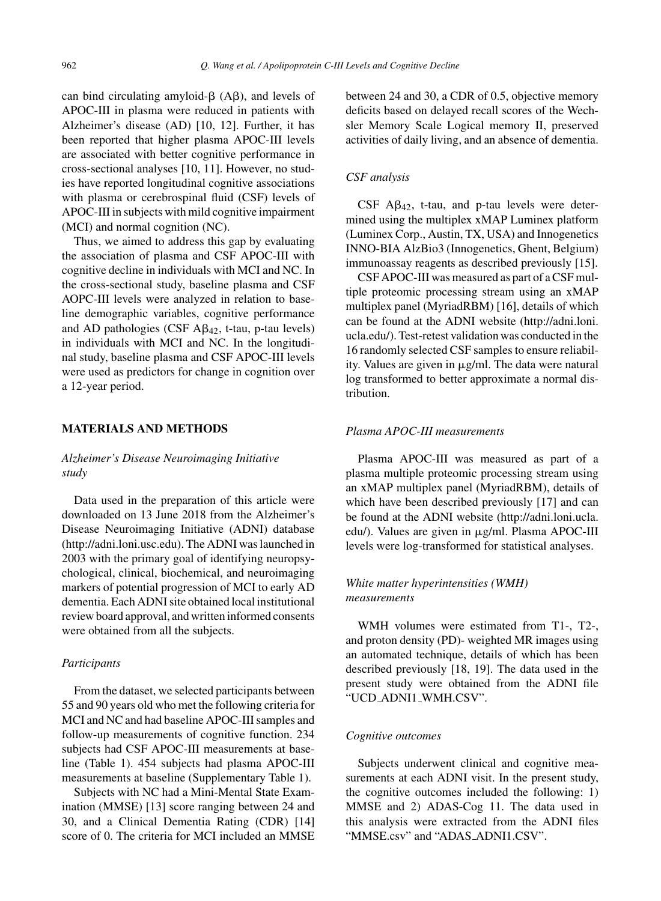can bind circulating amyloid-β (Aβ), and levels of APOC-III in plasma were reduced in patients with Alzheimer's disease (AD) [10, 12]. Further, it has been reported that higher plasma APOC-III levels are associated with better cognitive performance in cross-sectional analyses [10, 11]. However, no studies have reported longitudinal cognitive associations with plasma or cerebrospinal fluid (CSF) levels of APOC-III in subjects with mild cognitive impairment (MCI) and normal cognition (NC).

Thus, we aimed to address this gap by evaluating the association of plasma and CSF APOC-III with cognitive decline in individuals with MCI and NC. In the cross-sectional study, baseline plasma and CSF AOPC-III levels were analyzed in relation to baseline demographic variables, cognitive performance and AD pathologies (CSF $A\beta_{42}$, t-tau, p-tau levels) in individuals with MCI and NC. In the longitudinal study, baseline plasma and CSF APOC-III levels were used as predictors for change in cognition over a 12-year period.

## MATERIALS AND METHODS

### *Alzheimer's Disease Neuroimaging Initiative study*

Data used in the preparation of this article were downloaded on 13 June 2018 from the Alzheimer's Disease Neuroimaging Initiative (ADNI) database (http://adni.loni.usc.edu). The ADNI was launched in 2003 with the primary goal of identifying neuropsychological, clinical, biochemical, and neuroimaging markers of potential progression of MCI to early AD dementia. Each ADNI site obtained local institutional review board approval, and written informed consents were obtained from all the subjects.

### *Participants*

From the dataset, we selected participants between 55 and 90 years old who met the following criteria for MCI and NC and had baseline APOC-III samples and follow-up measurements of cognitive function. 234 subjects had CSF APOC-III measurements at baseline (Table 1). 454 subjects had plasma APOC-III measurements at baseline (Supplementary Table 1).

Subjects with NC had a Mini-Mental State Examination (MMSE) [13] score ranging between 24 and 30, and a Clinical Dementia Rating (CDR) [14] score of 0. The criteria for MCI included an MMSE between 24 and 30, a CDR of 0.5, objective memory deficits based on delayed recall scores of the Wechsler Memory Scale Logical memory II, preserved activities of daily living, and an absence of dementia.

### *CSF analysis*

CSF $A\beta_{42}$, t-tau, and p-tau levels were determined using the multiplex xMAP Luminex platform (Luminex Corp., Austin, TX, USA) and Innogenetics INNO-BIA AlzBio3 (Innogenetics, Ghent, Belgium) immunoassay reagents as described previously [15].

CSF APOC-III was measured as part of a CSF multiple proteomic processing stream using an xMAP multiplex panel (MyriadRBM) [16], details of which can be found at the ADNI website (http://adni.loni.ucla.edu/). Test-retest validation was conducted in the 16 randomly selected CSF samples to ensure reliability. Values are given in μg/ml. The data were natural log transformed to better approximate a normal distribution.

### *Plasma APOC-III measurements*

Plasma APOC-III was measured as part of a plasma multiple proteomic processing stream using an xMAP multiplex panel (MyriadRBM), details of which have been described previously [17] and can be found at the ADNI website (http://adni.loni.ucla.edu/). Values are given in μg/ml. Plasma APOC-III levels were log-transformed for statistical analyses.

### *White matter hyperintensities (WMH) measurements*

WMH volumes were estimated from T1-, T2-, and proton density (PD)- weighted MR images using an automated technique, details of which has been described previously [18, 19]. The data used in the present study were obtained from the ADNI file "UCD_ADNI1_WMH.CSV".

### *Cognitive outcomes*

Subjects underwent clinical and cognitive measurements at each ADNI visit. In the present study, the cognitive outcomes included the following: 1) MMSE and 2) ADAS-Cog 11. The data used in this analysis were extracted from the ADNI files "MMSE.csv" and "ADAS_ADNI1.CSV".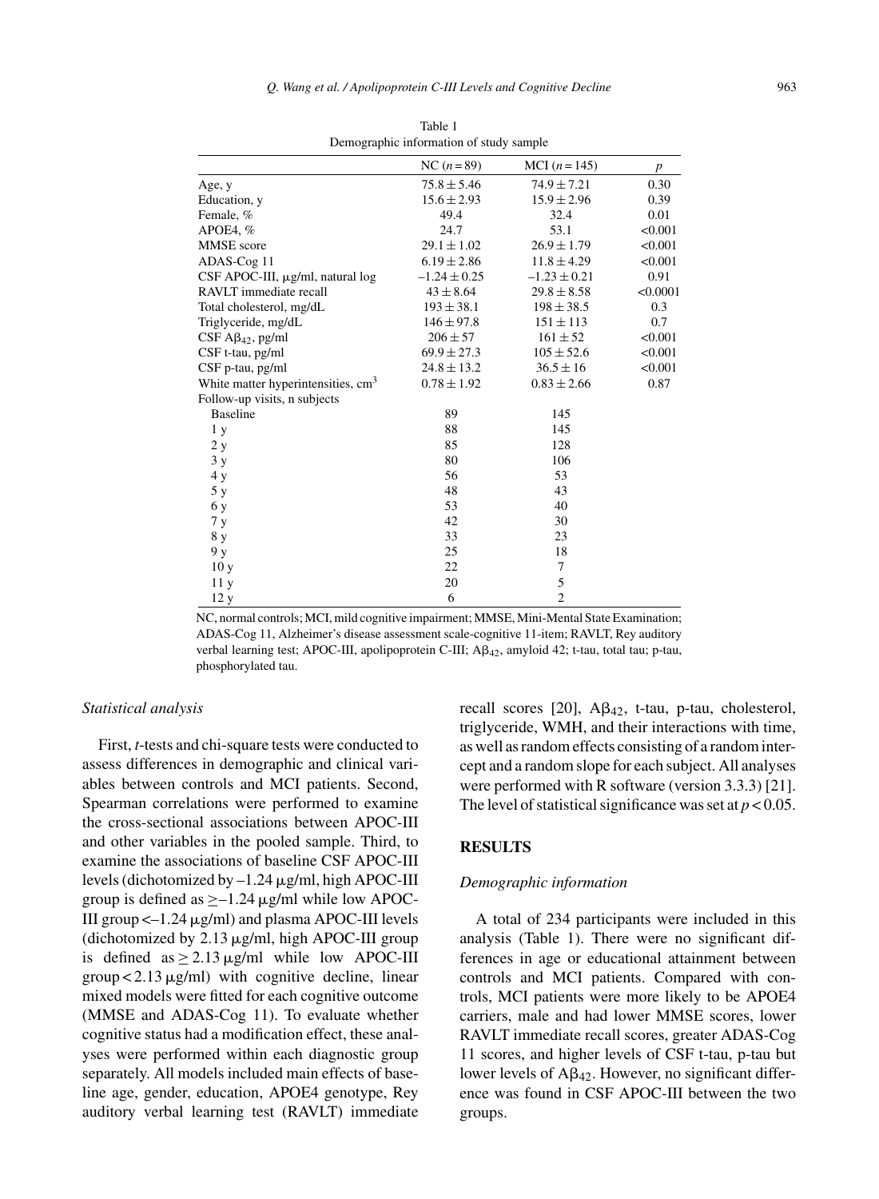Table 1
Demographic information of study sample

| | NC ($n = 89$) | MCI ($n = 145$) | $p$ |
|---|---|---|---|
| Age, y | $75.8 \pm 5.46$ | $74.9 \pm 7.21$ | 0.30 |
| Education, y | $15.6 \pm 2.93$ | $15.9 \pm 2.96$ | 0.39 |
| Female, % | 49.4 | 32.4 | 0.01 |
| APOE4, % | 24.7 | 53.1 | <0.001 |
| MMSE score | $29.1 \pm 1.02$ | $26.9 \pm 1.79$ | <0.001 |
| ADAS-Cog 11 | $6.19 \pm 2.86$ | $11.8 \pm 4.29$ | <0.001 |
| CSF APOC-III, μg/ml, natural log | $-1.24 \pm 0.25$ | $-1.23 \pm 0.21$ | 0.91 |
| RAVLT immediate recall | $43 \pm 8.64$ | $29.8 \pm 8.58$ | <0.0001 |
| Total cholesterol, mg/dL | $193 \pm 38.1$ | $198 \pm 38.5$ | 0.3 |
| Triglyceride, mg/dL | $146 \pm 97.8$ | $151 \pm 113$ | 0.7 |
| CSF $A\beta_{42}$, pg/ml | $206 \pm 57$ | $161 \pm 52$ | <0.001 |
| CSF t-tau, pg/ml | $69.9 \pm 27.3$ | $105 \pm 52.6$ | <0.001 |
| CSF p-tau, pg/ml | $24.8 \pm 13.2$ | $36.5 \pm 16$ | <0.001 |
| White matter hyperintensities, $cm^3$ | $0.78 \pm 1.92$ | $0.83 \pm 2.66$ | 0.87 |
| Follow-up visits, n subjects | | | |
| Baseline | 89 | 145 | |
| 1 y | 88 | 145 | |
| 2 y | 85 | 128 | |
| 3 y | 80 | 106 | |
| 4 y | 56 | 53 | |
| 5 y | 48 | 43 | |
| 6 y | 53 | 40 | |
| 7 y | 42 | 30 | |
| 8 y | 33 | 23 | |
| 9 y | 25 | 18 | |
| 10 y | 22 | 7 | |
| 11 y | 20 | 5 | |
| 12 y | 6 | 2 | |

NC, normal controls; MCI, mild cognitive impairment; MMSE, Mini-Mental State Examination; ADAS-Cog 11, Alzheimer's disease assessment scale-cognitive 11-item; RAVLT, Rey auditory verbal learning test; APOC-III, apolipoprotein C-III; $A\beta_{42}$, amyloid 42; t-tau, total tau; p-tau, phosphorylated tau.

### *Statistical analysis*

First, *t*-tests and chi-square tests were conducted to assess differences in demographic and clinical variables between controls and MCI patients. Second, Spearman correlations were performed to examine the cross-sectional associations between APOC-III and other variables in the pooled sample. Third, to examine the associations of baseline CSF APOC-III levels (dichotomized by –1.24 μg/ml, high APOC-III group is defined as $\geq$–1.24 μg/ml while low APOC-III group <–1.24 μg/ml) and plasma APOC-III levels (dichotomized by 2.13 μg/ml, high APOC-III group is defined as $\geq$ 2.13 μg/ml while low APOC-III group < 2.13 μg/ml) with cognitive decline, linear mixed models were fitted for each cognitive outcome (MMSE and ADAS-Cog 11). To evaluate whether cognitive status had a modification effect, these analyses were performed within each diagnostic group separately. All models included main effects of baseline age, gender, education, APOE4 genotype, Rey auditory verbal learning test (RAVLT) immediate recall scores [20], $A\beta_{42}$, t-tau, p-tau, cholesterol, triglyceride, WMH, and their interactions with time, as well as random effects consisting of a random intercept and a random slope for each subject. All analyses were performed with R software (version 3.3.3) [21]. The level of statistical significance was set at $p < 0.05$.

## RESULTS

### *Demographic information*

A total of 234 participants were included in this analysis (Table 1). There were no significant differences in age or educational attainment between controls and MCI patients. Compared with controls, MCI patients were more likely to be APOE4 carriers, male and had lower MMSE scores, lower RAVLT immediate recall scores, greater ADAS-Cog 11 scores, and higher levels of CSF t-tau, p-tau but lower levels of $A\beta_{42}$. However, no significant difference was found in CSF APOC-III between the two groups.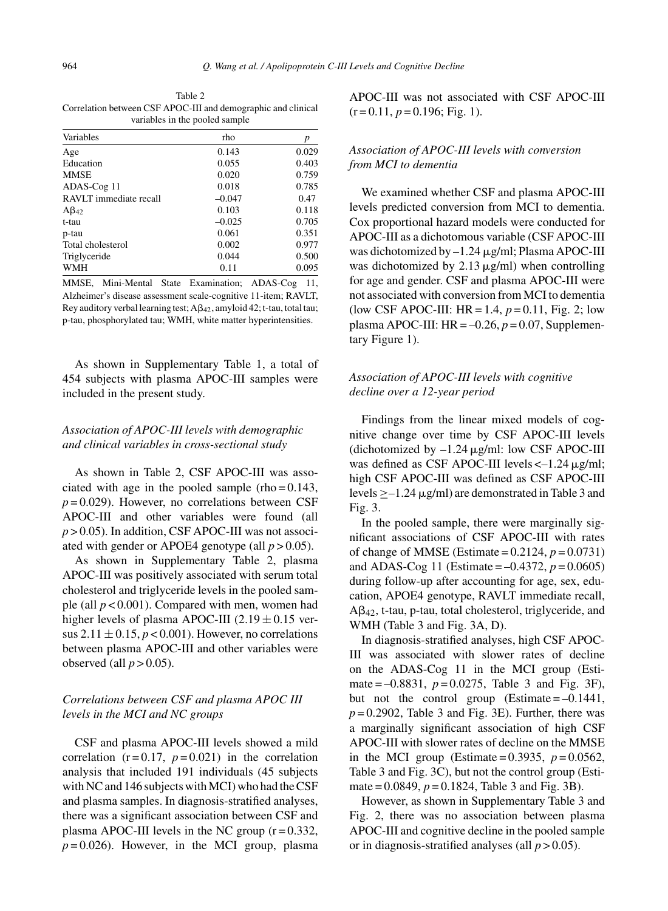Table 2
Correlation between CSF APOC-III and demographic and clinical variables in the pooled sample

| Variables | rho | $p$ |
|---|---|---|
| Age | 0.143 | 0.029 |
| Education | 0.055 | 0.403 |
| MMSE | 0.020 | 0.759 |
| ADAS-Cog 11 | 0.018 | 0.785 |
| RAVLT immediate recall | –0.047 | 0.47 |
| $A\beta_{42}$ | 0.103 | 0.118 |
| t-tau | –0.025 | 0.705 |
| p-tau | 0.061 | 0.351 |
| Total cholesterol | 0.002 | 0.977 |
| Triglyceride | 0.044 | 0.500 |
| WMH | 0.11 | 0.095 |

MMSE, Mini-Mental State Examination; ADAS-Cog 11, Alzheimer's disease assessment scale-cognitive 11-item; RAVLT, Rey auditory verbal learning test; $A\beta_{42}$, amyloid 42; t-tau, total tau; p-tau, phosphorylated tau; WMH, white matter hyperintensities.

As shown in Supplementary Table 1, a total of 454 subjects with plasma APOC-III samples were included in the present study.

### *Association of APOC-III levels with demographic and clinical variables in cross-sectional study*

As shown in Table 2, CSF APOC-III was associated with age in the pooled sample (rho = 0.143, $p = 0.029$). However, no correlations between CSF APOC-III and other variables were found (all $p > 0.05$). In addition, CSF APOC-III was not associated with gender or APOE4 genotype (all $p > 0.05$).

As shown in Supplementary Table 2, plasma APOC-III was positively associated with serum total cholesterol and triglyceride levels in the pooled sample (all $p < 0.001$). Compared with men, women had higher levels of plasma APOC-III ($2.19 \pm 0.15$ versus $2.11 \pm 0.15$, $p < 0.001$). However, no correlations between plasma APOC-III and other variables were observed (all $p > 0.05$).

### *Correlations between CSF and plasma APOC III levels in the MCI and NC groups*

CSF and plasma APOC-III levels showed a mild correlation (r = 0.17, $p = 0.021$) in the correlation analysis that included 191 individuals (45 subjects with NC and 146 subjects with MCI) who had the CSF and plasma samples. In diagnosis-stratified analyses, there was a significant association between CSF and plasma APOC-III levels in the NC group (r = 0.332, $p = 0.026$). However, in the MCI group, plasma APOC-III was not associated with CSF APOC-III (r = 0.11, $p = 0.196$; Fig. 1).

### *Association of APOC-III levels with conversion from MCI to dementia*

We examined whether CSF and plasma APOC-III levels predicted conversion from MCI to dementia. Cox proportional hazard models were conducted for APOC-III as a dichotomous variable (CSF APOC-III was dichotomized by –1.24 μg/ml; Plasma APOC-III was dichotomized by 2.13 μg/ml) when controlling for age and gender. CSF and plasma APOC-III were not associated with conversion from MCI to dementia (low CSF APOC-III: HR = 1.4, $p = 0.11$, Fig. 2; low plasma APOC-III: HR = –0.26, $p = 0.07$, Supplementary Figure 1).

### *Association of APOC-III levels with cognitive decline over a 12-year period*

Findings from the linear mixed models of cognitive change over time by CSF APOC-III levels (dichotomized by –1.24 μg/ml: low CSF APOC-III was defined as CSF APOC-III levels <–1.24 μg/ml; high CSF APOC-III was defined as CSF APOC-III levels ≥–1.24 μg/ml) are demonstrated in Table 3 and Fig. 3.

In the pooled sample, there were marginally significant associations of CSF APOC-III with rates of change of MMSE (Estimate = 0.2124, $p = 0.0731$) and ADAS-Cog 11 (Estimate = –0.4372, $p = 0.0605$) during follow-up after accounting for age, sex, education, APOE4 genotype, RAVLT immediate recall, $A\beta_{42}$, t-tau, p-tau, total cholesterol, triglyceride, and WMH (Table 3 and Fig. 3A, D).

In diagnosis-stratified analyses, high CSF APOC-III was associated with slower rates of decline on the ADAS-Cog 11 in the MCI group (Estimate = –0.8831, $p = 0.0275$, Table 3 and Fig. 3F), but not the control group (Estimate = –0.1441, $p = 0.2902$, Table 3 and Fig. 3E). Further, there was a marginally significant association of high CSF APOC-III with slower rates of decline on the MMSE in the MCI group (Estimate = 0.3935, $p = 0.0562$, Table 3 and Fig. 3C), but not the control group (Estimate = 0.0849, $p = 0.1824$, Table 3 and Fig. 3B).

However, as shown in Supplementary Table 3 and Fig. 2, there was no association between plasma APOC-III and cognitive decline in the pooled sample or in diagnosis-stratified analyses (all $p > 0.05$).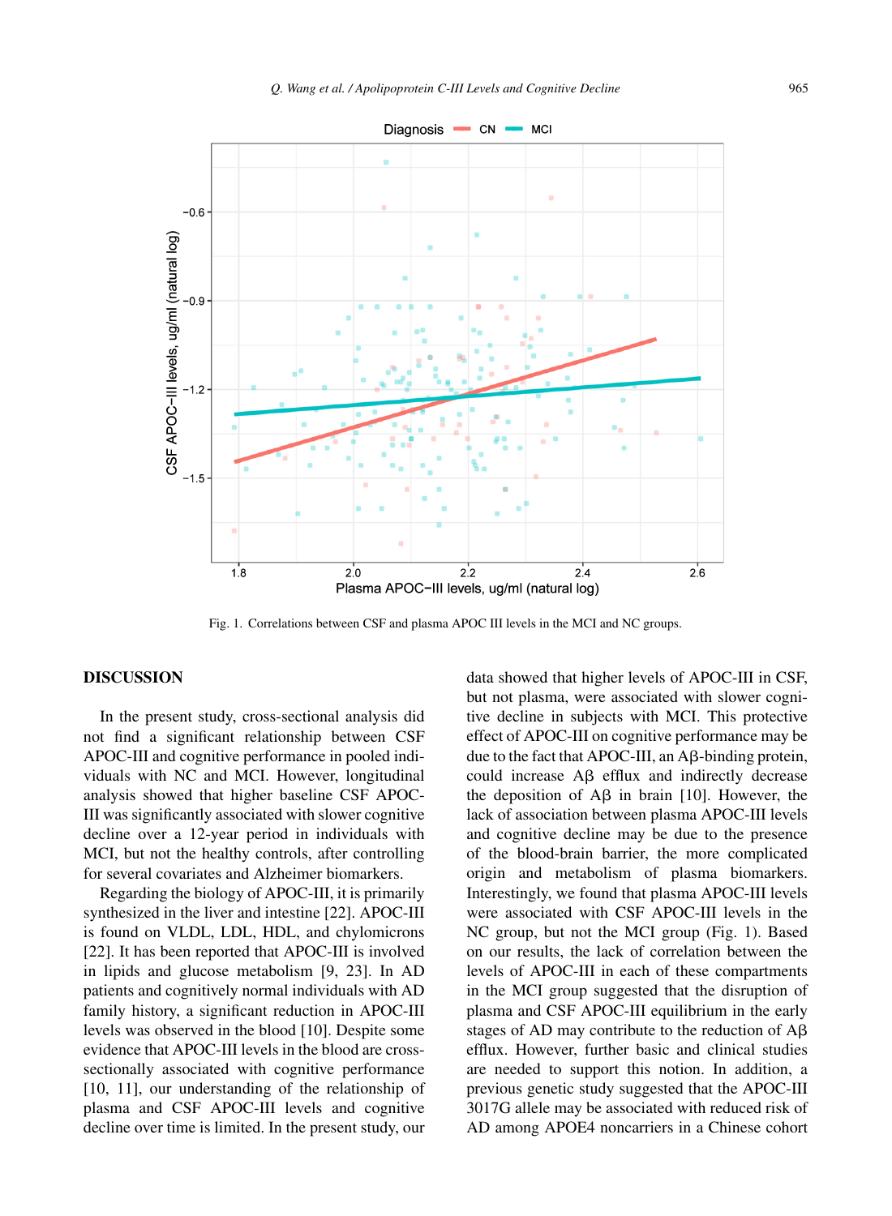Fig. 1. Correlations between CSF and plasma APOC III levels in the MCI and NC groups.

## DISCUSSION

In the present study, cross-sectional analysis did not find a significant relationship between CSF APOC-III and cognitive performance in pooled individuals with NC and MCI. However, longitudinal analysis showed that higher baseline CSF APOC-III was significantly associated with slower cognitive decline over a 12-year period in individuals with MCI, but not the healthy controls, after controlling for several covariates and Alzheimer biomarkers.

Regarding the biology of APOC-III, it is primarily synthesized in the liver and intestine [22]. APOC-III is found on VLDL, LDL, HDL, and chylomicrons [22]. It has been reported that APOC-III is involved in lipids and glucose metabolism [9, 23]. In AD patients and cognitively normal individuals with AD family history, a significant reduction in APOC-III levels was observed in the blood [10]. Despite some evidence that APOC-III levels in the blood are cross-sectionally associated with cognitive performance [10, 11], our understanding of the relationship of plasma and CSF APOC-III levels and cognitive decline over time is limited. In the present study, our data showed that higher levels of APOC-III in CSF, but not plasma, were associated with slower cognitive decline in subjects with MCI. This protective effect of APOC-III on cognitive performance may be due to the fact that APOC-III, an Aβ-binding protein, could increase Aβ efflux and indirectly decrease the deposition of Aβ in brain [10]. However, the lack of association between plasma APOC-III levels and cognitive decline may be due to the presence of the blood-brain barrier, the more complicated origin and metabolism of plasma biomarkers. Interestingly, we found that plasma APOC-III levels were associated with CSF APOC-III levels in the NC group, but not the MCI group (Fig. 1). Based on our results, the lack of correlation between the levels of APOC-III in each of these compartments in the MCI group suggested that the disruption of plasma and CSF APOC-III equilibrium in the early stages of AD may contribute to the reduction of Aβ efflux. However, further basic and clinical studies are needed to support this notion. In addition, a previous genetic study suggested that the APOC-III 3017G allele may be associated with reduced risk of AD among APOE4 noncarriers in a Chinese cohort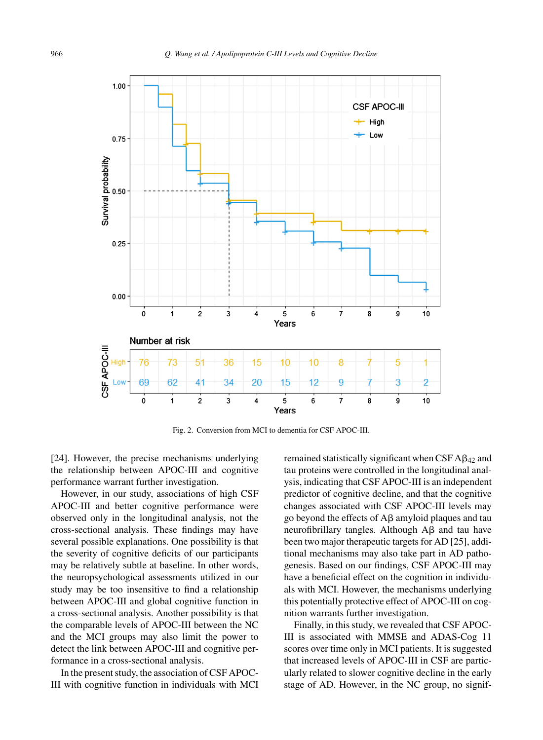Fig. 2. Conversion from MCI to dementia for CSF APOC-III.

[24]. However, the precise mechanisms underlying the relationship between APOC-III and cognitive performance warrant further investigation.

However, in our study, associations of high CSF APOC-III and better cognitive performance were observed only in the longitudinal analysis, not the cross-sectional analysis. These findings may have several possible explanations. One possibility is that the severity of cognitive deficits of our participants may be relatively subtle at baseline. In other words, the neuropsychological assessments utilized in our study may be too insensitive to find a relationship between APOC-III and global cognitive function in a cross-sectional analysis. Another possibility is that the comparable levels of APOC-III between the NC and the MCI groups may also limit the power to detect the link between APOC-III and cognitive performance in a cross-sectional analysis.

In the present study, the association of CSF APOC-III with cognitive function in individuals with MCI remained statistically significant when CSF A$\beta_{42}$ and tau proteins were controlled in the longitudinal analysis, indicating that CSF APOC-III is an independent predictor of cognitive decline, and that the cognitive changes associated with CSF APOC-III levels may go beyond the effects of A$\beta$ amyloid plaques and tau neurofibrillary tangles. Although A$\beta$ and tau have been two major therapeutic targets for AD [25], additional mechanisms may also take part in AD pathogenesis. Based on our findings, CSF APOC-III may have a beneficial effect on the cognition in individuals with MCI. However, the mechanisms underlying this potentially protective effect of APOC-III on cognition warrants further investigation.

Finally, in this study, we revealed that CSF APOC-III is associated with MMSE and ADAS-Cog 11 scores over time only in MCI patients. It is suggested that increased levels of APOC-III in CSF are particularly related to slower cognitive decline in the early stage of AD. However, in the NC group, no signif-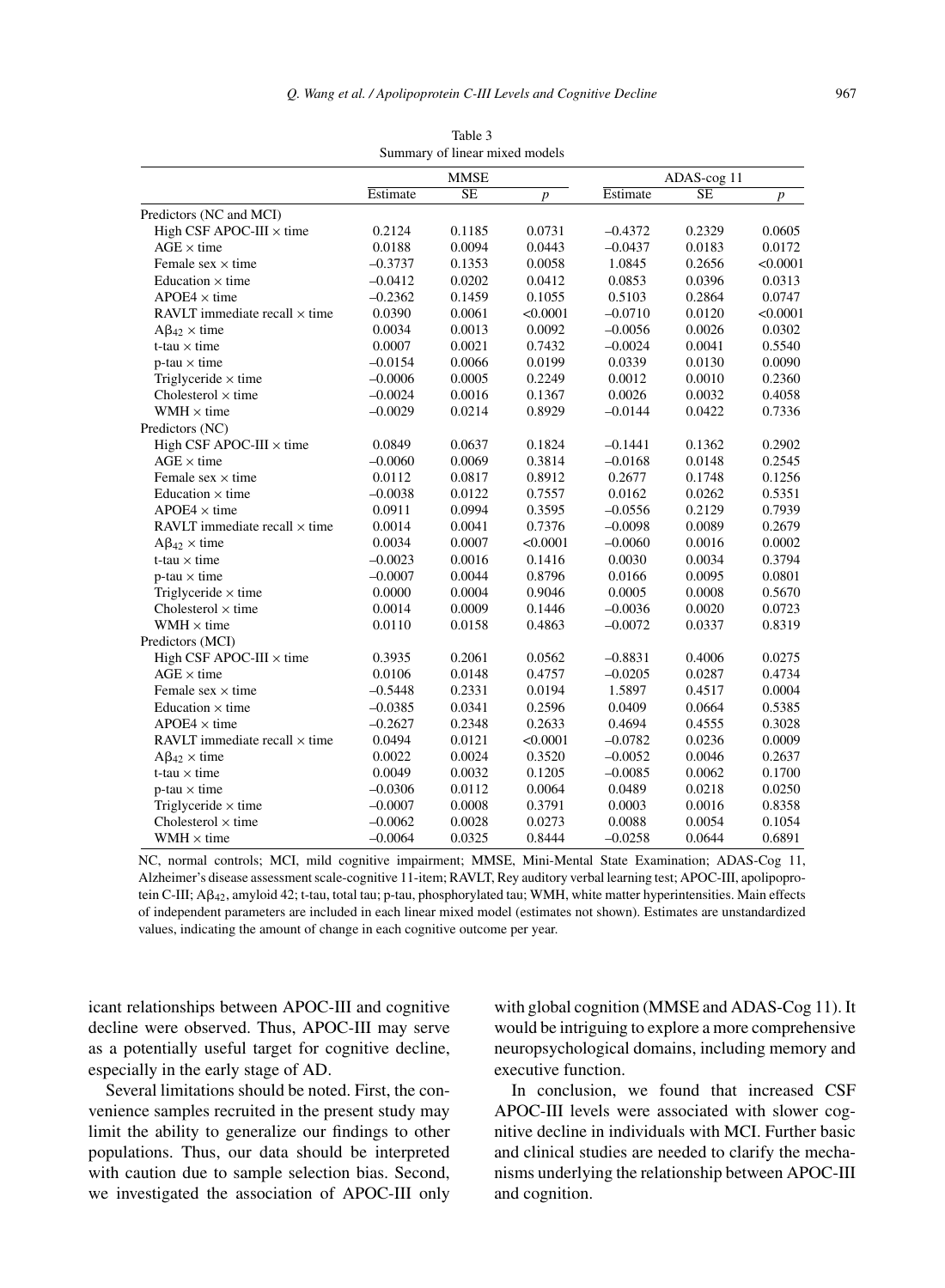Table 3
Summary of linear mixed models

| | MMSE | | | ADAS-cog 11 | | |
|---|---|---|---|---|---|---|
| | Estimate | SE | $p$ | Estimate | SE | $p$ |
| Predictors (NC and MCI) | | | | | | |
| High CSF APOC-III × time | 0.2124 | 0.1185 | 0.0731 | –0.4372 | 0.2329 | 0.0605 |
| AGE × time | 0.0188 | 0.0094 | 0.0443 | –0.0437 | 0.0183 | 0.0172 |
| Female sex × time | –0.3737 | 0.1353 | 0.0058 | 1.0845 | 0.2656 | <0.0001 |
| Education × time | –0.0412 | 0.0202 | 0.0412 | 0.0853 | 0.0396 | 0.0313 |
| APOE4 × time | –0.2362 | 0.1459 | 0.1055 | 0.5103 | 0.2864 | 0.0747 |
| RAVLT immediate recall × time | 0.0390 | 0.0061 | <0.0001 | –0.0710 | 0.0120 | <0.0001 |
| $A\beta_{42}$ × time | 0.0034 | 0.0013 | 0.0092 | –0.0056 | 0.0026 | 0.0302 |
| t-tau × time | 0.0007 | 0.0021 | 0.7432 | –0.0024 | 0.0041 | 0.5540 |
| p-tau × time | –0.0154 | 0.0066 | 0.0199 | 0.0339 | 0.0130 | 0.0090 |
| Triglyceride × time | –0.0006 | 0.0005 | 0.2249 | 0.0012 | 0.0010 | 0.2360 |
| Cholesterol × time | –0.0024 | 0.0016 | 0.1367 | 0.0026 | 0.0032 | 0.4058 |
| WMH × time | –0.0029 | 0.0214 | 0.8929 | –0.0144 | 0.0422 | 0.7336 |
| Predictors (NC) | | | | | | |
| High CSF APOC-III × time | 0.0849 | 0.0637 | 0.1824 | –0.1441 | 0.1362 | 0.2902 |
| AGE × time | –0.0060 | 0.0069 | 0.3814 | –0.0168 | 0.0148 | 0.2545 |
| Female sex × time | 0.0112 | 0.0817 | 0.8912 | 0.2677 | 0.1748 | 0.1256 |
| Education × time | –0.0038 | 0.0122 | 0.7557 | 0.0162 | 0.0262 | 0.5351 |
| APOE4 × time | 0.0911 | 0.0994 | 0.3595 | –0.0556 | 0.2129 | 0.7939 |
| RAVLT immediate recall × time | 0.0014 | 0.0041 | 0.7376 | –0.0098 | 0.0089 | 0.2679 |
| $A\beta_{42}$ × time | 0.0034 | 0.0007 | <0.0001 | –0.0060 | 0.0016 | 0.0002 |
| t-tau × time | –0.0023 | 0.0016 | 0.1416 | 0.0030 | 0.0034 | 0.3794 |
| p-tau × time | –0.0007 | 0.0044 | 0.8796 | 0.0166 | 0.0095 | 0.0801 |
| Triglyceride × time | 0.0000 | 0.0004 | 0.9046 | 0.0005 | 0.0008 | 0.5670 |
| Cholesterol × time | 0.0014 | 0.0009 | 0.1446 | –0.0036 | 0.0020 | 0.0723 |
| WMH × time | 0.0110 | 0.0158 | 0.4863 | –0.0072 | 0.0337 | 0.8319 |
| Predictors (MCI) | | | | | | |
| High CSF APOC-III × time | 0.3935 | 0.2061 | 0.0562 | –0.8831 | 0.4006 | 0.0275 |
| AGE × time | 0.0106 | 0.0148 | 0.4757 | –0.0205 | 0.0287 | 0.4734 |
| Female sex × time | –0.5448 | 0.2331 | 0.0194 | 1.5897 | 0.4517 | 0.0004 |
| Education × time | –0.0385 | 0.0341 | 0.2596 | 0.0409 | 0.0664 | 0.5385 |
| APOE4 × time | –0.2627 | 0.2348 | 0.2633 | 0.4694 | 0.4555 | 0.3028 |
| RAVLT immediate recall × time | 0.0494 | 0.0121 | <0.0001 | –0.0782 | 0.0236 | 0.0009 |
| $A\beta_{42}$ × time | 0.0022 | 0.0024 | 0.3520 | –0.0052 | 0.0046 | 0.2637 |
| t-tau × time | 0.0049 | 0.0032 | 0.1205 | –0.0085 | 0.0062 | 0.1700 |
| p-tau × time | –0.0306 | 0.0112 | 0.0064 | 0.0489 | 0.0218 | 0.0250 |
| Triglyceride × time | –0.0007 | 0.0008 | 0.3791 | 0.0003 | 0.0016 | 0.8358 |
| Cholesterol × time | –0.0062 | 0.0028 | 0.0273 | 0.0088 | 0.0054 | 0.1054 |
| WMH × time | –0.0064 | 0.0325 | 0.8444 | –0.0258 | 0.0644 | 0.6891 |

NC, normal controls; MCI, mild cognitive impairment; MMSE, Mini-Mental State Examination; ADAS-Cog 11, Alzheimer's disease assessment scale-cognitive 11-item; RAVLT, Rey auditory verbal learning test; APOC-III, apolipoprotein C-III; $A\beta_{42}$, amyloid 42; t-tau, total tau; p-tau, phosphorylated tau; WMH, white matter hyperintensities. Main effects of independent parameters are included in each linear mixed model (estimates not shown). Estimates are unstandardized values, indicating the amount of change in each cognitive outcome per year.

icant relationships between APOC-III and cognitive decline were observed. Thus, APOC-III may serve as a potentially useful target for cognitive decline, especially in the early stage of AD.

Several limitations should be noted. First, the convenience samples recruited in the present study may limit the ability to generalize our findings to other populations. Thus, our data should be interpreted with caution due to sample selection bias. Second, we investigated the association of APOC-III only with global cognition (MMSE and ADAS-Cog 11). It would be intriguing to explore a more comprehensive neuropsychological domains, including memory and executive function.

In conclusion, we found that increased CSF APOC-III levels were associated with slower cognitive decline in individuals with MCI. Further basic and clinical studies are needed to clarify the mechanisms underlying the relationship between APOC-III and cognition.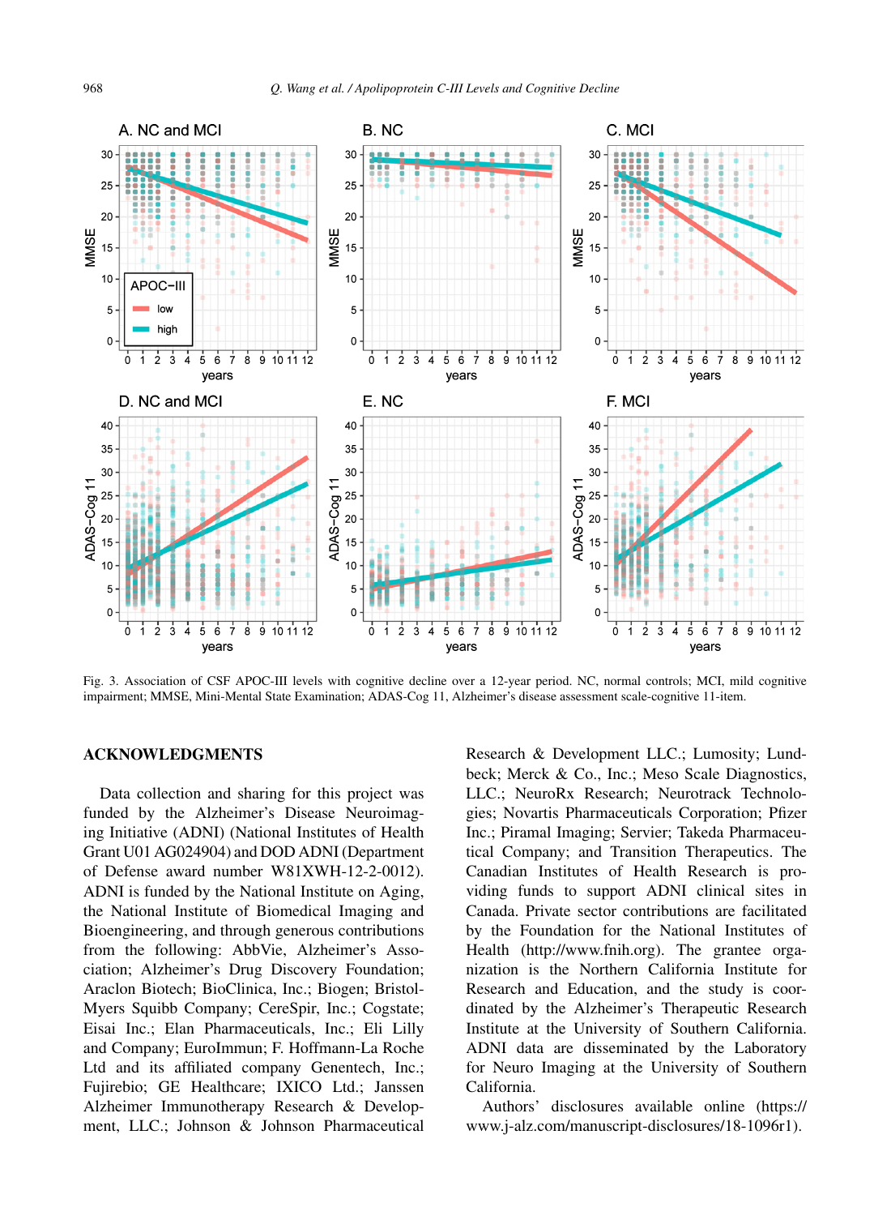Fig. 3. Association of CSF APOC-III levels with cognitive decline over a 12-year period. NC, normal controls; MCI, mild cognitive impairment; MMSE, Mini-Mental State Examination; ADAS-Cog 11, Alzheimer's disease assessment scale-cognitive 11-item.

## ACKNOWLEDGMENTS

Data collection and sharing for this project was funded by the Alzheimer's Disease Neuroimaging Initiative (ADNI) (National Institutes of Health Grant U01 AG024904) and DOD ADNI (Department of Defense award number W81XWH-12-2-0012). ADNI is funded by the National Institute on Aging, the National Institute of Biomedical Imaging and Bioengineering, and through generous contributions from the following: AbbVie, Alzheimer's Association; Alzheimer's Drug Discovery Foundation; Araclon Biotech; BioClinica, Inc.; Biogen; Bristol-Myers Squibb Company; CereSpir, Inc.; Cogstate; Eisai Inc.; Elan Pharmaceuticals, Inc.; Eli Lilly and Company; EuroImmun; F. Hoffmann-La Roche Ltd and its affiliated company Genentech, Inc.; Fujirebio; GE Healthcare; IXICO Ltd.; Janssen Alzheimer Immunotherapy Research & Development, LLC.; Johnson & Johnson Pharmaceutical Research & Development LLC.; Lumosity; Lundbeck; Merck & Co., Inc.; Meso Scale Diagnostics, LLC.; NeuroRx Research; Neurotrack Technologies; Novartis Pharmaceuticals Corporation; Pfizer Inc.; Piramal Imaging; Servier; Takeda Pharmaceutical Company; and Transition Therapeutics. The Canadian Institutes of Health Research is providing funds to support ADNI clinical sites in Canada. Private sector contributions are facilitated by the Foundation for the National Institutes of Health (http://www.fnih.org). The grantee organization is the Northern California Institute for Research and Education, and the study is coordinated by the Alzheimer's Therapeutic Research Institute at the University of Southern California. ADNI data are disseminated by the Laboratory for Neuro Imaging at the University of Southern California.

Authors' disclosures available online (https://www.j-alz.com/manuscript-disclosures/18-1096r1).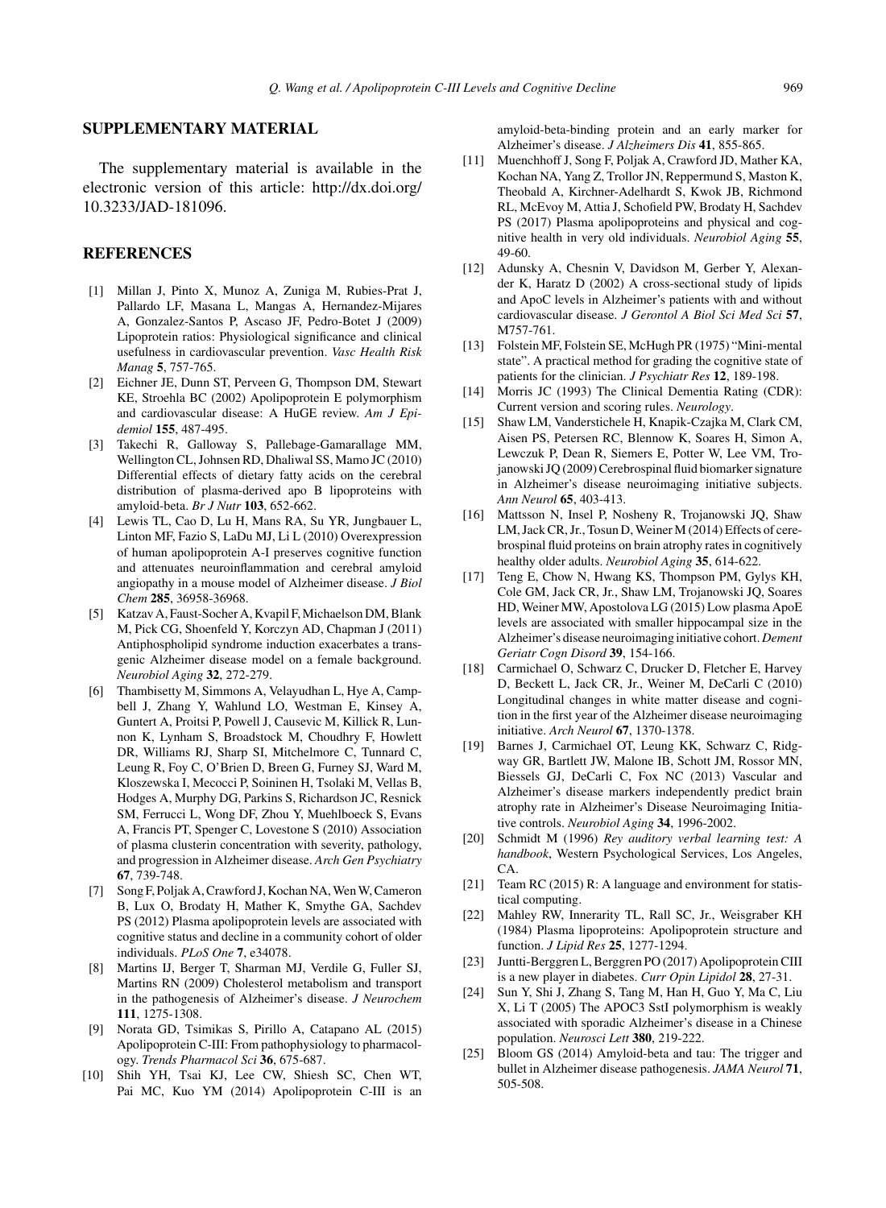## SUPPLEMENTARY MATERIAL

The supplementary material is available in the electronic version of this article: http://dx.doi.org/10.3233/JAD-181096.

## REFERENCES

[1] Millan J, Pinto X, Munoz A, Zuniga M, Rubies-Prat J, Pallardo LF, Masana L, Mangas A, Hernandez-Mijares A, Gonzalez-Santos P, Ascaso JF, Pedro-Botet J (2009) Lipoprotein ratios: Physiological significance and clinical usefulness in cardiovascular prevention. *Vasc Health Risk Manag* **5**, 757-765.

[2] Eichner JE, Dunn ST, Perveen G, Thompson DM, Stewart KE, Stroehla BC (2002) Apolipoprotein E polymorphism and cardiovascular disease: A HuGE review. *Am J Epidemiol* **155**, 487-495.

[3] Takechi R, Galloway S, Pallebage-Gamarallage MM, Wellington CL, Johnsen RD, Dhaliwal SS, Mamo JC (2010) Differential effects of dietary fatty acids on the cerebral distribution of plasma-derived apo B lipoproteins with amyloid-beta. *Br J Nutr* **103**, 652-662.

[4] Lewis TL, Cao D, Lu H, Mans RA, Su YR, Jungbauer L, Linton MF, Fazio S, LaDu MJ, Li L (2010) Overexpression of human apolipoprotein A-I preserves cognitive function and attenuates neuroinflammation and cerebral amyloid angiopathy in a mouse model of Alzheimer disease. *J Biol Chem* **285**, 36958-36968.

[5] Katzav A, Faust-Socher A, Kvapil F, Michaelson DM, Blank M, Pick CG, Shoenfeld Y, Korczyn AD, Chapman J (2011) Antiphospholipid syndrome induction exacerbates a transgenic Alzheimer disease model on a female background. *Neurobiol Aging* **32**, 272-279.

[6] Thambisetty M, Simmons A, Velayudhan L, Hye A, Campbell J, Zhang Y, Wahlund LO, Westman E, Kinsey A, Guntert A, Proitsi P, Powell J, Causevic M, Killick R, Lunnon K, Lynham S, Broadstock M, Choudhry F, Howlett DR, Williams RJ, Sharp SI, Mitchelmore C, Tunnard C, Leung R, Foy C, O'Brien D, Breen G, Furney SJ, Ward M, Kloszewska I, Mecocci P, Soininen H, Tsolaki M, Vellas B, Hodges A, Murphy DG, Parkins S, Richardson JC, Resnick SM, Ferrucci L, Wong DF, Zhou Y, Muehlboeck S, Evans A, Francis PT, Spenger C, Lovestone S (2010) Association of plasma clusterin concentration with severity, pathology, and progression in Alzheimer disease. *Arch Gen Psychiatry* **67**, 739-748.

[7] Song F, Poljak A, Crawford J, Kochan NA, Wen W, Cameron B, Lux O, Brodaty H, Mather K, Smythe GA, Sachdev PS (2012) Plasma apolipoprotein levels are associated with cognitive status and decline in a community cohort of older individuals. *PLoS One* **7**, e34078.

[8] Martins IJ, Berger T, Sharman MJ, Verdile G, Fuller SJ, Martins RN (2009) Cholesterol metabolism and transport in the pathogenesis of Alzheimer's disease. *J Neurochem* **111**, 1275-1308.

[9] Norata GD, Tsimikas S, Pirillo A, Catapano AL (2015) Apolipoprotein C-III: From pathophysiology to pharmacology. *Trends Pharmacol Sci* **36**, 675-687.

[10] Shih YH, Tsai KJ, Lee CW, Shiesh SC, Chen WT, Pai MC, Kuo YM (2014) Apolipoprotein C-III is an amyloid-beta-binding protein and an early marker for Alzheimer's disease. *J Alzheimers Dis* **41**, 855-865.

[11] Muenchhoff J, Song F, Poljak A, Crawford JD, Mather KA, Kochan NA, Yang Z, Trollor JN, Reppermund S, Maston K, Theobald A, Kirchner-Adelhardt S, Kwok JB, Richmond RL, McEvoy M, Attia J, Schofield PW, Brodaty H, Sachdev PS (2017) Plasma apolipoproteins and physical and cognitive health in very old individuals. *Neurobiol Aging* **55**, 49-60.

[12] Adunsky A, Chesnin V, Davidson M, Gerber Y, Alexander K, Haratz D (2002) A cross-sectional study of lipids and ApoC levels in Alzheimer's patients with and without cardiovascular disease. *J Gerontol A Biol Sci Med Sci* **57**, M757-761.

[13] Folstein MF, Folstein SE, McHugh PR (1975) "Mini-mental state". A practical method for grading the cognitive state of patients for the clinician. *J Psychiatr Res* **12**, 189-198.

[14] Morris JC (1993) The Clinical Dementia Rating (CDR): Current version and scoring rules. *Neurology*.

[15] Shaw LM, Vanderstichele H, Knapik-Czajka M, Clark CM, Aisen PS, Petersen RC, Blennow K, Soares H, Simon A, Lewczuk P, Dean R, Siemers E, Potter W, Lee VM, Trojanowski JQ (2009) Cerebrospinal fluid biomarker signature in Alzheimer's disease neuroimaging initiative subjects. *Ann Neurol* **65**, 403-413.

[16] Mattsson N, Insel P, Nosheny R, Trojanowski JQ, Shaw LM, Jack CR, Jr., Tosun D, Weiner M (2014) Effects of cerebrospinal fluid proteins on brain atrophy rates in cognitively healthy older adults. *Neurobiol Aging* **35**, 614-622.

[17] Teng E, Chow N, Hwang KS, Thompson PM, Gylys KH, Cole GM, Jack CR, Jr., Shaw LM, Trojanowski JQ, Soares HD, Weiner MW, Apostolova LG (2015) Low plasma ApoE levels are associated with smaller hippocampal size in the Alzheimer's disease neuroimaging initiative cohort. *Dement Geriatr Cogn Disord* **39**, 154-166.

[18] Carmichael O, Schwarz C, Drucker D, Fletcher E, Harvey D, Beckett L, Jack CR, Jr., Weiner M, DeCarli C (2010) Longitudinal changes in white matter disease and cognition in the first year of the Alzheimer disease neuroimaging initiative. *Arch Neurol* **67**, 1370-1378.

[19] Barnes J, Carmichael OT, Leung KK, Schwarz C, Ridgway GR, Bartlett JW, Malone IB, Schott JM, Rossor MN, Biessels GJ, DeCarli C, Fox NC (2013) Vascular and Alzheimer's disease markers independently predict brain atrophy rate in Alzheimer's Disease Neuroimaging Initiative controls. *Neurobiol Aging* **34**, 1996-2002.

[20] Schmidt M (1996) *Rey auditory verbal learning test: A handbook*, Western Psychological Services, Los Angeles, CA.

[21] Team RC (2015) R: A language and environment for statistical computing.

[22] Mahley RW, Innerarity TL, Rall SC, Jr., Weisgraber KH (1984) Plasma lipoproteins: Apolipoprotein structure and function. *J Lipid Res* **25**, 1277-1294.

[23] Juntti-Berggren L, Berggren PO (2017) Apolipoprotein CIII is a new player in diabetes. *Curr Opin Lipidol* **28**, 27-31.

[24] Sun Y, Shi J, Zhang S, Tang M, Han H, Guo Y, Ma C, Liu X, Li T (2005) The APOC3 SstI polymorphism is weakly associated with sporadic Alzheimer's disease in a Chinese population. *Neurosci Lett* **380**, 219-222.

[25] Bloom GS (2014) Amyloid-beta and tau: The trigger and bullet in Alzheimer disease pathogenesis. *JAMA Neurol* **71**, 505-508.